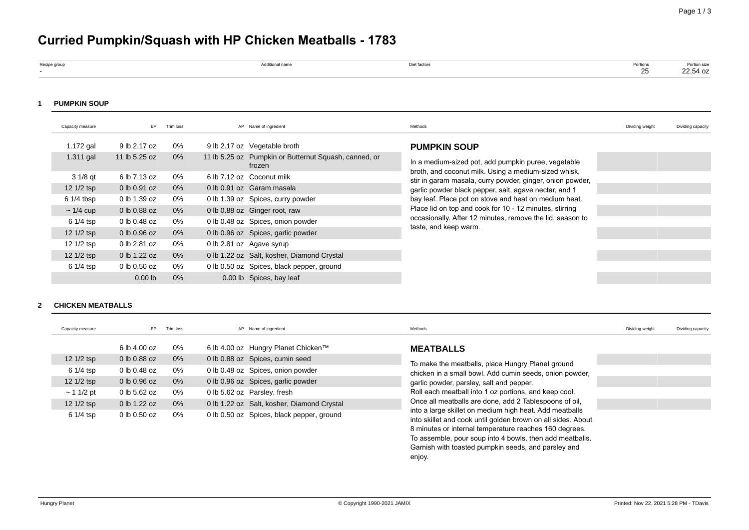# Curried Pumpkin/Squash with HP Chicken Meatballs - 1783

| Recipe group | Additional name | Diet factors | Portions | Portion size |
|---|---|---|---|---|
| - | | | 25 | 22.54 oz |

## 1 PUMPKIN SOUP

| Capacity measure | EP | Trim loss | AP | Name of ingredient | Dividing weight | Dividing capacity |
|---|---|---|---|---|---|---|
| 1.172 gal | 9 lb 2.17 oz | 0% | 9 lb 2.17 oz | Vegetable broth | | |
| 1.311 gal | 11 lb 5.25 oz | 0% | 11 lb 5.25 oz | Pumpkin or Butternut Squash, canned, or frozen | | |
| 3 1/8 qt | 6 lb 7.13 oz | 0% | 6 lb 7.12 oz | Coconut milk | | |
| 12 1/2 tsp | 0 lb 0.91 oz | 0% | 0 lb 0.91 oz | Garam masala | | |
| 6 1/4 tbsp | 0 lb 1.39 oz | 0% | 0 lb 1.39 oz | Spices, curry powder | | |
| ~ 1/4 cup | 0 lb 0.88 oz | 0% | 0 lb 0.88 oz | Ginger root, raw | | |
| 6 1/4 tsp | 0 lb 0.48 oz | 0% | 0 lb 0.48 oz | Spices, onion powder | | |
| 12 1/2 tsp | 0 lb 0.96 oz | 0% | 0 lb 0.96 oz | Spices, garlic powder | | |
| 12 1/2 tsp | 0 lb 2.81 oz | 0% | 0 lb 2.81 oz | Agave syrup | | |
| 12 1/2 tsp | 0 lb 1.22 oz | 0% | 0 lb 1.22 oz | Salt, kosher, Diamond Crystal | | |
| 6 1/4 tsp | 0 lb 0.50 oz | 0% | 0 lb 0.50 oz | Spices, black pepper, ground | | |
| | 0.00 lb | 0% | 0.00 lb | Spices, bay leaf | | |

### PUMPKIN SOUP

In a medium-sized pot, add pumpkin puree, vegetable broth, and coconut milk. Using a medium-sized whisk, stir in garam masala, curry powder, ginger, onion powder, garlic powder black pepper, salt, agave nectar, and 1 bay leaf. Place pot on stove and heat on medium heat. Place lid on top and cook for 10 - 12 minutes, stirring occasionally. After 12 minutes, remove the lid, season to taste, and keep warm.

## 2 CHICKEN MEATBALLS

| Capacity measure | EP | Trim loss | AP | Name of ingredient | Dividing weight | Dividing capacity |
|---|---|---|---|---|---|---|
| | 6 lb 4.00 oz | 0% | 6 lb 4.00 oz | Hungry Planet Chicken™ | | |
| 12 1/2 tsp | 0 lb 0.88 oz | 0% | 0 lb 0.88 oz | Spices, cumin seed | | |
| 6 1/4 tsp | 0 lb 0.48 oz | 0% | 0 lb 0.48 oz | Spices, onion powder | | |
| 12 1/2 tsp | 0 lb 0.96 oz | 0% | 0 lb 0.96 oz | Spices, garlic powder | | |
| ~ 1 1/2 pt | 0 lb 5.62 oz | 0% | 0 lb 5.62 oz | Parsley, fresh | | |
| 12 1/2 tsp | 0 lb 1.22 oz | 0% | 0 lb 1.22 oz | Salt, kosher, Diamond Crystal | | |
| 6 1/4 tsp | 0 lb 0.50 oz | 0% | 0 lb 0.50 oz | Spices, black pepper, ground | | |

### MEATBALLS

To make the meatballs, place Hungry Planet ground chicken in a small bowl. Add cumin seeds, onion powder, garlic powder, parsley, salt and pepper.
Roll each meatball into 1 oz portions, and keep cool.
Once all meatballs are done, add 2 Tablespoons of oil, into a large skillet on medium high heat. Add meatballs into skillet and cook until golden brown on all sides. About 8 minutes or internal temperature reaches 160 degrees.
To assemble, pour soup into 4 bowls, then add meatballs. Garnish with toasted pumpkin seeds, and parsley and enjoy.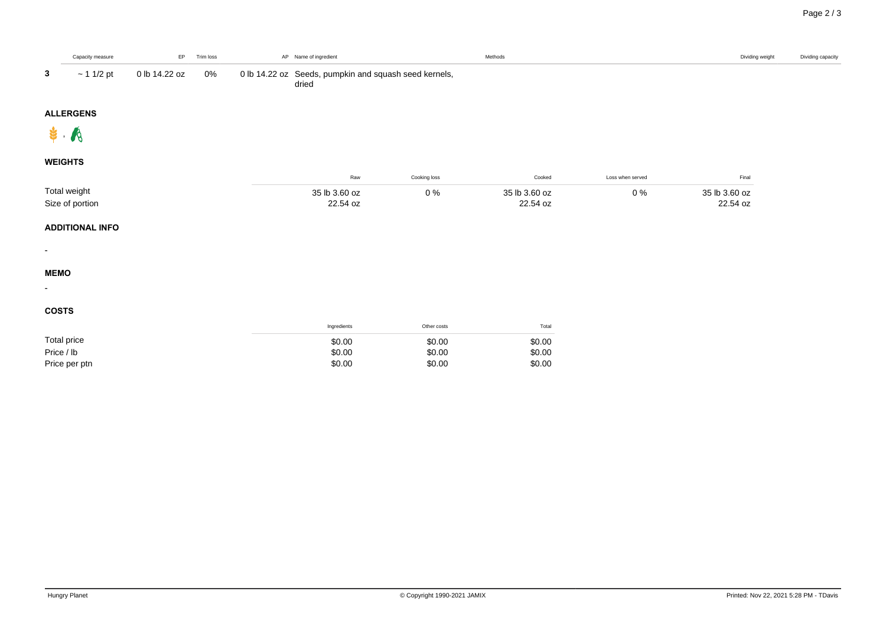| | Capacity measure | EP | Trim loss | AP | Name of ingredient | Methods | Dividing weight | Dividing capacity |
|---|---|---|---|---|---|---|---|---|
| 3 | ~ 1 1/2 pt | 0 lb 14.22 oz | 0% | 0 lb 14.22 oz | Seeds, pumpkin and squash seed kernels, dried | | | |

## ALLERGENS

## WEIGHTS

| | Raw | Cooking loss | Cooked | Loss when served | Final |
|---|---|---|---|---|---|
| Total weight | 35 lb 3.60 oz | 0 % | 35 lb 3.60 oz | 0 % | 35 lb 3.60 oz |
| Size of portion | 22.54 oz | | 22.54 oz | | 22.54 oz |

## ADDITIONAL INFO

-

## MEMO

-

## COSTS

| | Ingredients | Other costs | Total |
|---|---|---|---|
| Total price | $0.00 | $0.00 | $0.00 |
| Price / lb | $0.00 | $0.00 | $0.00 |
| Price per ptn | $0.00 | $0.00 | $0.00 |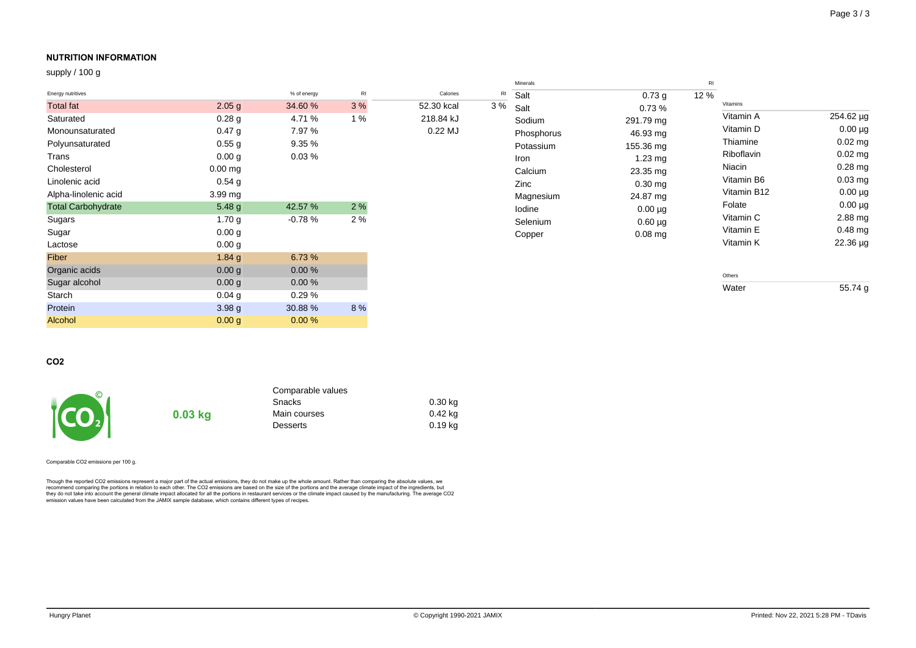## NUTRITION INFORMATION

supply / 100 g

| Energy nutritives | | % of energy | RI |
|---|---|---|---|
| Total fat | 2.05 g | 34.60 % | 3 % |
| Saturated | 0.28 g | 4.71 % | 1 % |
| Monounsaturated | 0.47 g | 7.97 % | |
| Polyunsaturated | 0.55 g | 9.35 % | |
| Trans | 0.00 g | 0.03 % | |
| Cholesterol | 0.00 mg | | |
| Linolenic acid | 0.54 g | | |
| Alpha-linolenic acid | 3.99 mg | | |
| Total Carbohydrate | 5.48 g | 42.57 % | 2 % |
| Sugars | 1.70 g | -0.78 % | 2 % |
| Sugar | 0.00 g | | |
| Lactose | 0.00 g | | |
| Fiber | 1.84 g | 6.73 % | |
| Organic acids | 0.00 g | 0.00 % | |
| Sugar alcohol | 0.00 g | 0.00 % | |
| Starch | 0.04 g | 0.29 % | |
| Protein | 3.98 g | 30.88 % | 8 % |
| Alcohol | 0.00 g | 0.00 % | |

| Calories | RI |
|---|---|
| 52.30 kcal | 3 % |
| 218.84 kJ | |
| 0.22 MJ | |

| Minerals | | RI |
|---|---|---|
| Salt | 0.73 g | 12 % |
| Salt | 0.73 % | |
| Sodium | 291.79 mg | |
| Phosphorus | 46.93 mg | |
| Potassium | 155.36 mg | |
| Iron | 1.23 mg | |
| Calcium | 23.35 mg | |
| Zinc | 0.30 mg | |
| Magnesium | 24.87 mg | |
| Iodine | 0.00 µg | |
| Selenium | 0.60 µg | |
| Copper | 0.08 mg | |

| Vitamins | |
|---|---|
| Vitamin A | 254.62 µg |
| Vitamin D | 0.00 µg |
| Thiamine | 0.02 mg |
| Riboflavin | 0.02 mg |
| Niacin | 0.28 mg |
| Vitamin B6 | 0.03 mg |
| Vitamin B12 | 0.00 µg |
| Folate | 0.00 µg |
| Vitamin C | 2.88 mg |
| Vitamin E | 0.48 mg |
| Vitamin K | 22.36 µg |

| Others | |
|---|---|
| Water | 55.74 g |

## $CO_2$

**0.03 kg**

| Comparable values | |
|---|---|
| Snacks | 0.30 kg |
| Main courses | 0.42 kg |
| Desserts | 0.19 kg |

Comparable CO2 emissions per 100 g.

Though the reported CO2 emissions represent a major part of the actual emissions, they do not make up the whole amount. Rather than comparing the absolute values, we recommend comparing the portions in relation to each other. The CO2 emissions are based on the size of the portions and the average climate impact of the ingredients, but they do not take into account the general climate impact allocated for all the portions in restaurant services or the climate impact caused by the manufacturing. The average CO2 emission values have been calculated from the JAMIX sample database, which contains different types of recipes.

Hungry Planet | © Copyright 1990-2021 JAMIX | Printed: Nov 22, 2021 5:28 PM - TDavis